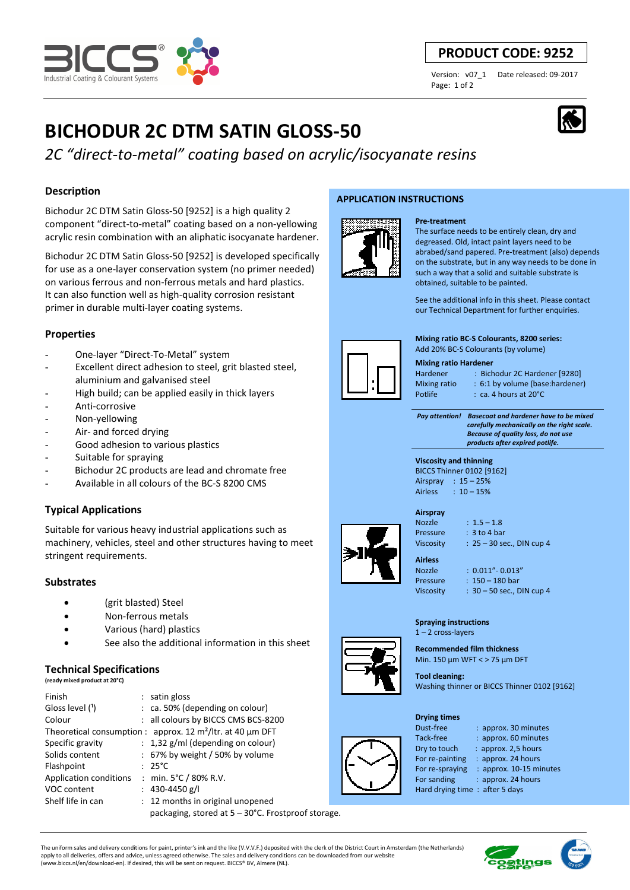# BICHODUR 2C DTM SATIN GLOSS-50

*2C "direct-to-metal" coating based on acrylic/isocyanate resins*

**PRODUCT CODE: 9252**

Version: v07_1 Date released: 09-2017

## Description

Bichodur 2C DTM Satin Gloss-50 [9252] is a high quality 2 component "direct-to-metal" coating based on a non-yellowing acrylic resin combination with an aliphatic isocyanate hardener.

Bichodur 2C DTM Satin Gloss-50 [9252] is developed specifically for use as a one-layer conservation system (no primer needed) on various ferrous and non-ferrous metals and hard plastics. It can also function well as high-quality corrosion resistant primer in durable multi-layer coating systems.

## Properties

- One-layer "Direct-To-Metal" system
- Excellent direct adhesion to steel, grit blasted steel, aluminium and galvanised steel
- High build; can be applied easily in thick layers
- Anti-corrosive
- Non-yellowing
- Air- and forced drying
- Good adhesion to various plastics
- Suitable for spraying
- Bichodur 2C products are lead and chromate free
- Available in all colours of the BC-S 8200 CMS

## Typical Applications

Suitable for various heavy industrial applications such as machinery, vehicles, steel and other structures having to meet stringent requirements.

## Substrates

- (grit blasted) Steel
- Non-ferrous metals
- Various (hard) plastics
- See also the additional information in this sheet

## Technical Specifications

**(ready mixed product at 20°C)**

| | |
|---|---|
| Finish | satin gloss |
| Gloss level ([1]) | ca. 50% (depending on colour) |
| Colour | all colours by BICCS CMS BCS-8200 |
| Theoretical consumption | approx. 12 m²/ltr. at 40 µm DFT |
| Specific gravity | 1,32 g/ml (depending on colour) |
| Solids content | 67% by weight / 50% by volume |
| Flashpoint | 25°C |
| Application conditions | min. 5°C / 80% R.V. |
| VOC content | 430-4450 g/l |
| Shelf life in can | 12 months in original unopened packaging, stored at 5 – 30°C. Frostproof storage. |

## APPLICATION INSTRUCTIONS

**Pre-treatment**

The surface needs to be entirely clean, dry and degreased. Old, intact paint layers need to be abraded/sand papered. Pre-treatment (also) depends on the substrate, but in any way needs to be done in such a way that a solid and suitable substrate is obtained, suitable to be painted.

See the additional info in this sheet. Please contact our Technical Department for further enquiries.

**Mixing ratio BC-S Colourants, 8200 series:**

Add 20% BC-S Colourants (by volume)

**Mixing ratio Hardener**

| | |
|---|---|
| Hardener | Bichodur 2C Hardener [9280] |
| Mixing ratio | 6:1 by volume (base:hardener) |
| Potlife | ca. 4 hours at 20°C |

***Pay attention!*** ***Basecoat and hardener have to be mixed carefully mechanically on the right scale. Because of quality loss, do not use products after expired potlife.***

**Viscosity and thinning**

BICCS Thinner 0102 [9162]

| | |
|---|---|
| Airspray | 15 – 25% |
| Airless | 10 – 15% |

**Airspray**

| | |
|---|---|
| Nozzle | 1.5 – 1.8 |
| Pressure | 3 to 4 bar |
| Viscosity | 25 – 30 sec., DIN cup 4 |

**Airless**

| | |
|---|---|
| Nozzle | 0.011"- 0.013" |
| Pressure | 150 – 180 bar |
| Viscosity | 30 – 50 sec., DIN cup 4 |

**Spraying instructions**

1 – 2 cross-layers

**Recommended film thickness**

Min. 150 µm WFT < > 75 µm DFT

**Tool cleaning:**

Washing thinner or BICCS Thinner 0102 [9162]

**Drying times**

| | |
|---|---|
| Dust-free | approx. 30 minutes |
| Tack-free | approx. 60 minutes |
| Dry to touch | approx. 2,5 hours |
| For re-painting | approx. 24 hours |
| For re-spraying | approx. 10-15 minutes |
| For sanding | approx. 24 hours |
| Hard drying time | after 5 days |

The uniform sales and delivery conditions for paint, printer's ink and the like (V.V.V.F.) deposited with the clerk of the District Court in Amsterdam (the Netherlands) apply to all deliveries, offers and advice, unless agreed otherwise. The sales and delivery conditions can be downloaded from our website (www.biccs.nl/en/download-en). If desired, this will be sent on request. BICCS® BV, Almere (NL).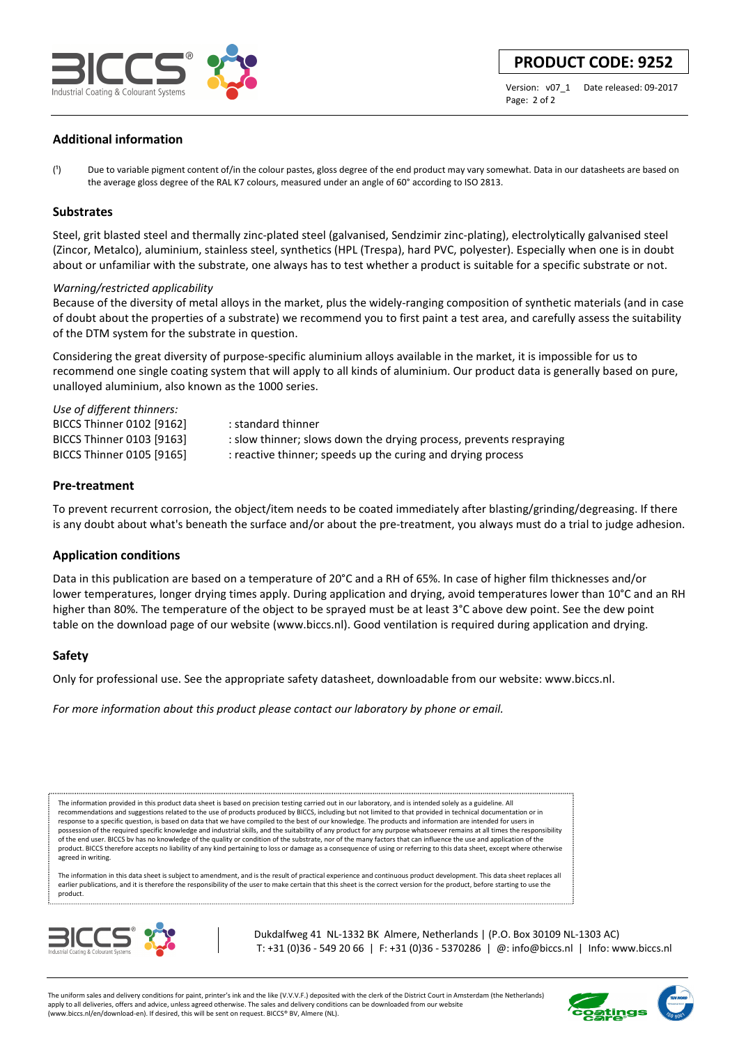## Additional information

([1]) Due to variable pigment content of/in the colour pastes, gloss degree of the end product may vary somewhat. Data in our datasheets are based on the average gloss degree of the RAL K7 colours, measured under an angle of 60° according to ISO 2813.

## Substrates

Steel, grit blasted steel and thermally zinc-plated steel (galvanised, Sendzimir zinc-plating), electrolytically galvanised steel (Zincor, Metalco), aluminium, stainless steel, synthetics (HPL (Trespa), hard PVC, polyester). Especially when one is in doubt about or unfamiliar with the substrate, one always has to test whether a product is suitable for a specific substrate or not.

*Warning/restricted applicability*
Because of the diversity of metal alloys in the market, plus the widely-ranging composition of synthetic materials (and in case of doubt about the properties of a substrate) we recommend you to first paint a test area, and carefully assess the suitability of the DTM system for the substrate in question.

Considering the great diversity of purpose-specific aluminium alloys available in the market, it is impossible for us to recommend one single coating system that will apply to all kinds of aluminium. Our product data is generally based on pure, unalloyed aluminium, also known as the 1000 series.

*Use of different thinners:*

| | |
|---|---|
| BICCS Thinner 0102 [9162] | : standard thinner |
| BICCS Thinner 0103 [9163] | : slow thinner; slows down the drying process, prevents respraying |
| BICCS Thinner 0105 [9165] | : reactive thinner; speeds up the curing and drying process |

## Pre-treatment

To prevent recurrent corrosion, the object/item needs to be coated immediately after blasting/grinding/degreasing. If there is any doubt about what's beneath the surface and/or about the pre-treatment, you always must do a trial to judge adhesion.

## Application conditions

Data in this publication are based on a temperature of 20°C and a RH of 65%. In case of higher film thicknesses and/or lower temperatures, longer drying times apply. During application and drying, avoid temperatures lower than 10°C and an RH higher than 80%. The temperature of the object to be sprayed must be at least 3°C above dew point. See the dew point table on the download page of our website (www.biccs.nl). Good ventilation is required during application and drying.

## Safety

Only for professional use. See the appropriate safety datasheet, downloadable from our website: www.biccs.nl.

*For more information about this product please contact our laboratory by phone or email.*

The information provided in this product data sheet is based on precision testing carried out in our laboratory, and is intended solely as a guideline. All recommendations and suggestions related to the use of products produced by BICCS, including but not limited to that provided in technical documentation or in response to a specific question, is based on data that we have compiled to the best of our knowledge. The products and information are intended for users in possession of the required specific knowledge and industrial skills, and the suitability of any product for any purpose whatsoever remains at all times the responsibility of the end user. BICCS bv has no knowledge of the quality or condition of the substrate, nor of the many factors that can influence the use and application of the product. BICCS therefore accepts no liability of any kind pertaining to loss or damage as a consequence of using or referring to this data sheet, except where otherwise agreed in writing.

The information in this data sheet is subject to amendment, and is the result of practical experience and continuous product development. This data sheet replaces all earlier publications, and it is therefore the responsibility of the user to make certain that this sheet is the correct version for the product, before starting to use the product.

Dukdalfweg 41 NL-1332 BK Almere, Netherlands | (P.O. Box 30109 NL-1303 AC)
T: +31 (0)36 - 549 20 66 | F: +31 (0)36 - 5370286 | @: info@biccs.nl | Info: www.biccs.nl

The uniform sales and delivery conditions for paint, printer's ink and the like (V.V.V.F.) deposited with the clerk of the District Court in Amsterdam (the Netherlands) apply to all deliveries, offers and advice, unless agreed otherwise. The sales and delivery conditions can be downloaded from our website (www.biccs.nl/en/download-en). If desired, this will be sent on request. BICCS® BV, Almere (NL).